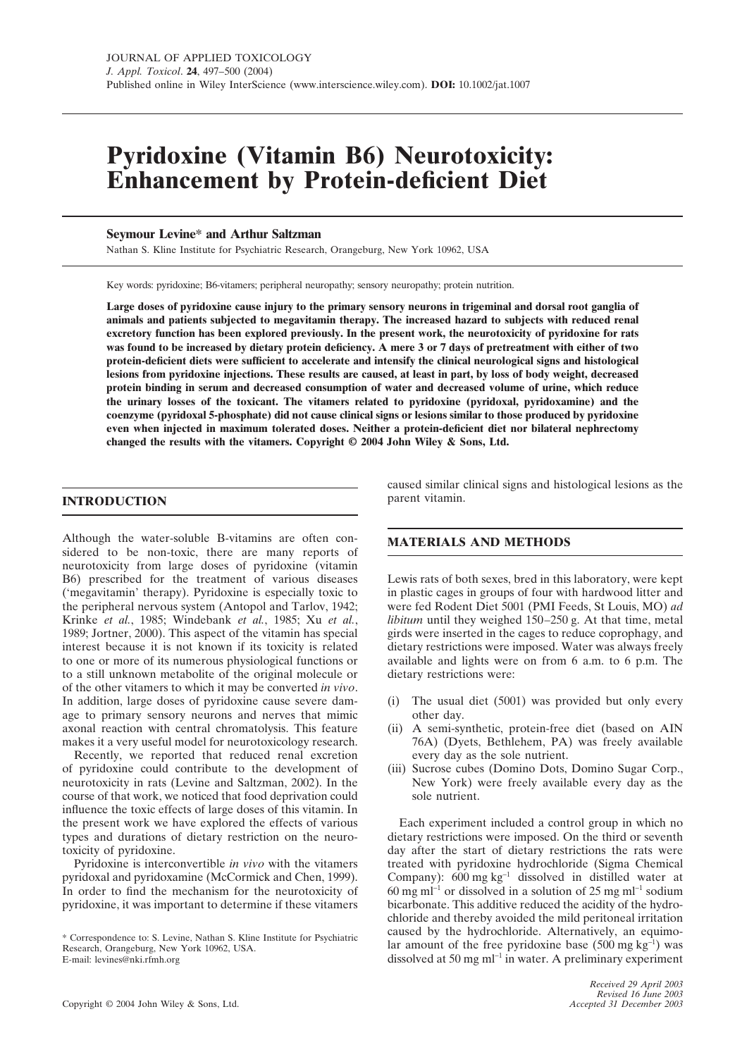# Pyridoxine (Vitamin B6) Neurotoxicity: Enhancement by Protein-deficient Diet

**Seymour Levine\* and Arthur Saltzman**

Nathan S. Kline Institute for Psychiatric Research, Orangeburg, New York 10962, USA

Key words: pyridoxine; B6-vitamers; peripheral neuropathy; sensory neuropathy; protein nutrition.

**Large doses of pyridoxine cause injury to the primary sensory neurons in trigeminal and dorsal root ganglia of animals and patients subjected to megavitamin therapy. The increased hazard to subjects with reduced renal excretory function has been explored previously. In the present work, the neurotoxicity of pyridoxine for rats was found to be increased by dietary protein deficiency. A mere 3 or 7 days of pretreatment with either of two protein-deficient diets were sufficient to accelerate and intensify the clinical neurological signs and histological lesions from pyridoxine injections. These results are caused, at least in part, by loss of body weight, decreased protein binding in serum and decreased consumption of water and decreased volume of urine, which reduce the urinary losses of the toxicant. The vitamers related to pyridoxine (pyridoxal, pyridoxamine) and the coenzyme (pyridoxal 5-phosphate) did not cause clinical signs or lesions similar to those produced by pyridoxine even when injected in maximum tolerated doses. Neither a protein-deficient diet nor bilateral nephrectomy changed the results with the vitamers. Copyright © 2004 John Wiley & Sons, Ltd.**

## INTRODUCTION

Although the water-soluble B-vitamins are often considered to be non-toxic, there are many reports of neurotoxicity from large doses of pyridoxine (vitamin B6) prescribed for the treatment of various diseases ('megavitamin' therapy). Pyridoxine is especially toxic to the peripheral nervous system (Antopol and Tarlov, 1942; Krinke *et al.*, 1985; Windebank *et al.*, 1985; Xu *et al.*, 1989; Jortner, 2000). This aspect of the vitamin has special interest because it is not known if its toxicity is related to one or more of its numerous physiological functions or to a still unknown metabolite of the original molecule or of the other vitamers to which it may be converted *in vivo*. In addition, large doses of pyridoxine cause severe damage to primary sensory neurons and nerves that mimic axonal reaction with central chromatolysis. This feature makes it a very useful model for neurotoxicology research.

Recently, we reported that reduced renal excretion of pyridoxine could contribute to the development of neurotoxicity in rats (Levine and Saltzman, 2002). In the course of that work, we noticed that food deprivation could influence the toxic effects of large doses of this vitamin. In the present work we have explored the effects of various types and durations of dietary restriction on the neurotoxicity of pyridoxine.

Pyridoxine is interconvertible *in vivo* with the vitamers pyridoxal and pyridoxamine (McCormick and Chen, 1999). In order to find the mechanism for the neurotoxicity of pyridoxine, it was important to determine if these vitamers caused similar clinical signs and histological lesions as the parent vitamin.

\* Correspondence to: S. Levine, Nathan S. Kline Institute for Psychiatric Research, Orangeburg, New York 10962, USA.
E-mail: levines@nki.rfmh.org

## MATERIALS AND METHODS

Lewis rats of both sexes, bred in this laboratory, were kept in plastic cages in groups of four with hardwood litter and were fed Rodent Diet 5001 (PMI Feeds, St Louis, MO) *ad libitum* until they weighed 150–250 g. At that time, metal girds were inserted in the cages to reduce coprophagy, and dietary restrictions were imposed. Water was always freely available and lights were on from 6 a.m. to 6 p.m. The dietary restrictions were:

(i) The usual diet (5001) was provided but only every other day.
(ii) A semi-synthetic, protein-free diet (based on AIN 76A) (Dyets, Bethlehem, PA) was freely available every day as the sole nutrient.
(iii) Sucrose cubes (Domino Dots, Domino Sugar Corp., New York) were freely available every day as the sole nutrient.

Each experiment included a control group in which no dietary restrictions were imposed. On the third or seventh day after the start of dietary restrictions the rats were treated with pyridoxine hydrochloride (Sigma Chemical Company): 600 mg $kg^{-1}$ dissolved in distilled water at 60 mg $ml^{-1}$ or dissolved in a solution of 25 mg $ml^{-1}$ sodium bicarbonate. This additive reduced the acidity of the hydrochloride and thereby avoided the mild peritoneal irritation caused by the hydrochloride. Alternatively, an equimolar amount of the free pyridoxine base (500 mg $kg^{-1}$) was dissolved at 50 mg $ml^{-1}$ in water. A preliminary experiment

Received 29 April 2003
Revised 16 June 2003
Accepted 31 December 2003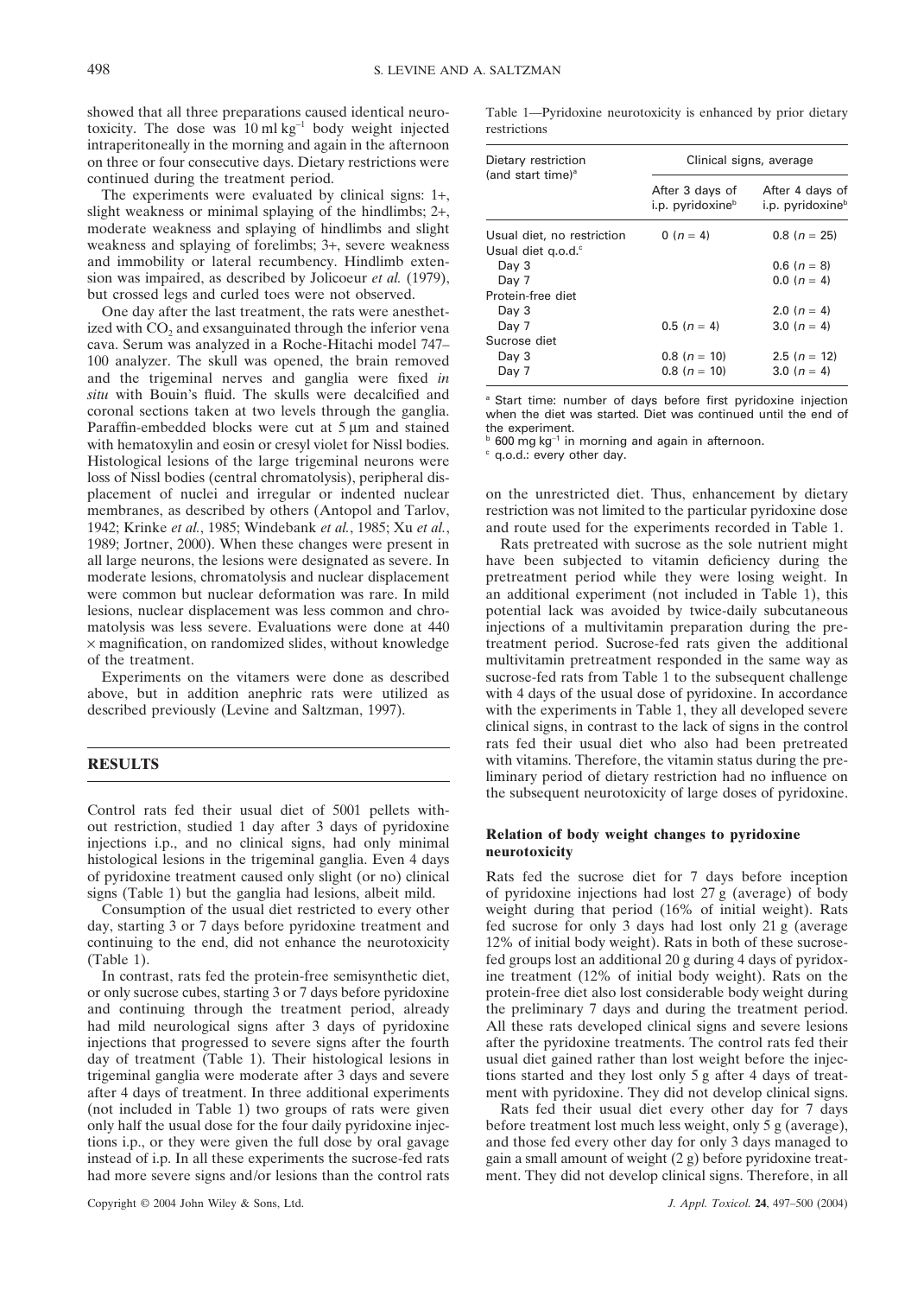showed that all three preparations caused identical neurotoxicity. The dose was 10 ml kg$^{-1}$ body weight injected intraperitoneally in the morning and again in the afternoon on three or four consecutive days. Dietary restrictions were continued during the treatment period.

The experiments were evaluated by clinical signs: 1+, slight weakness or minimal splaying of the hindlimbs; 2+, moderate weakness and splaying of hindlimbs and slight weakness and splaying of forelimbs; 3+, severe weakness and immobility or lateral recumbency. Hindlimb extension was impaired, as described by Jolicoeur *et al.* (1979), but crossed legs and curled toes were not observed.

One day after the last treatment, the rats were anesthetized with $CO_2$ and exsanguinated through the inferior vena cava. Serum was analyzed in a Roche-Hitachi model 747–100 analyzer. The skull was opened, the brain removed and the trigeminal nerves and ganglia were fixed *in situ* with Bouin's fluid. The skulls were decalcified and coronal sections taken at two levels through the ganglia. Paraffin-embedded blocks were cut at 5 µm and stained with hematoxylin and eosin or cresyl violet for Nissl bodies. Histological lesions of the large trigeminal neurons were loss of Nissl bodies (central chromatolysis), peripheral displacement of nuclei and irregular or indented nuclear membranes, as described by others (Antopol and Tarlov, 1942; Krinke *et al.*, 1985; Windebank *et al.*, 1985; Xu *et al.*, 1989; Jortner, 2000). When these changes were present in all large neurons, the lesions were designated as severe. In moderate lesions, chromatolysis and nuclear displacement were common but nuclear deformation was rare. In mild lesions, nuclear displacement was less common and chromatolysis was less severe. Evaluations were done at 440 × magnification, on randomized slides, without knowledge of the treatment.

Experiments on the vitamers were done as described above, but in addition anephric rats were utilized as described previously (Levine and Saltzman, 1997).

## RESULTS

Control rats fed their usual diet of 5001 pellets without restriction, studied 1 day after 3 days of pyridoxine injections i.p., and no clinical signs, had only minimal histological lesions in the trigeminal ganglia. Even 4 days of pyridoxine treatment caused only slight (or no) clinical signs (Table 1) but the ganglia had lesions, albeit mild.

Consumption of the usual diet restricted to every other day, starting 3 or 7 days before pyridoxine treatment and continuing to the end, did not enhance the neurotoxicity (Table 1).

In contrast, rats fed the protein-free semisynthetic diet, or only sucrose cubes, starting 3 or 7 days before pyridoxine and continuing through the treatment period, already had mild neurological signs after 3 days of pyridoxine injections that progressed to severe signs after the fourth day of treatment (Table 1). Their histological lesions in trigeminal ganglia were moderate after 3 days and severe after 4 days of treatment. In three additional experiments (not included in Table 1) two groups of rats were given only half the usual dose for the four daily pyridoxine injections i.p., or they were given the full dose by oral gavage instead of i.p. In all these experiments the sucrose-fed rats had more severe signs and/or lesions than the control rats on the unrestricted diet. Thus, enhancement by dietary restriction was not limited to the particular pyridoxine dose and route used for the experiments recorded in Table 1.

Table 1—Pyridoxine neurotoxicity is enhanced by prior dietary restrictions

| Dietary restriction (and start time)[a] | Clinical signs, average | |
|---|---|---|
| | After 3 days of i.p. pyridoxine[b] | After 4 days of i.p. pyridoxine[b] |
| Usual diet, no restriction | 0 ($n = 4$) | 0.8 ($n = 25$) |
| Usual diet q.o.d.[c] | | |
| Day 3 | | 0.6 ($n = 8$) |
| Day 7 | | 0.0 ($n = 4$) |
| Protein-free diet | | |
| Day 3 | | 2.0 ($n = 4$) |
| Day 7 | 0.5 ($n = 4$) | 3.0 ($n = 4$) |
| Sucrose diet | | |
| Day 3 | 0.8 ($n = 10$) | 2.5 ($n = 12$) |
| Day 7 | 0.8 ($n = 10$) | 3.0 ($n = 4$) |

[a] Start time: number of days before first pyridoxine injection when the diet was started. Diet was continued until the end of the experiment.
[b] 600 mg kg$^{-1}$ in morning and again in afternoon.
[c] q.o.d.: every other day.

Rats pretreated with sucrose as the sole nutrient might have been subjected to vitamin deficiency during the pretreatment period while they were losing weight. In an additional experiment (not included in Table 1), this potential lack was avoided by twice-daily subcutaneous injections of a multivitamin preparation during the pretreatment period. Sucrose-fed rats given the additional multivitamin pretreatment responded in the same way as sucrose-fed rats from Table 1 to the subsequent challenge with 4 days of the usual dose of pyridoxine. In accordance with the experiments in Table 1, they all developed severe clinical signs, in contrast to the lack of signs in the control rats fed their usual diet who also had been pretreated with vitamins. Therefore, the vitamin status during the preliminary period of dietary restriction had no influence on the subsequent neurotoxicity of large doses of pyridoxine.

### Relation of body weight changes to pyridoxine neurotoxicity

Rats fed the sucrose diet for 7 days before inception of pyridoxine injections had lost 27 g (average) of body weight during that period (16% of initial weight). Rats fed sucrose for only 3 days had lost only 21 g (average 12% of initial body weight). Rats in both of these sucrose-fed groups lost an additional 20 g during 4 days of pyridoxine treatment (12% of initial body weight). Rats on the protein-free diet also lost considerable body weight during the preliminary 7 days and during the treatment period. All these rats developed clinical signs and severe lesions after the pyridoxine treatments. The control rats fed their usual diet gained rather than lost weight before the injections started and they lost only 5 g after 4 days of treatment with pyridoxine. They did not develop clinical signs.

Rats fed their usual diet every other day for 7 days before treatment lost much less weight, only 5 g (average), and those fed every other day for only 3 days managed to gain a small amount of weight (2 g) before pyridoxine treatment. They did not develop clinical signs. Therefore, in all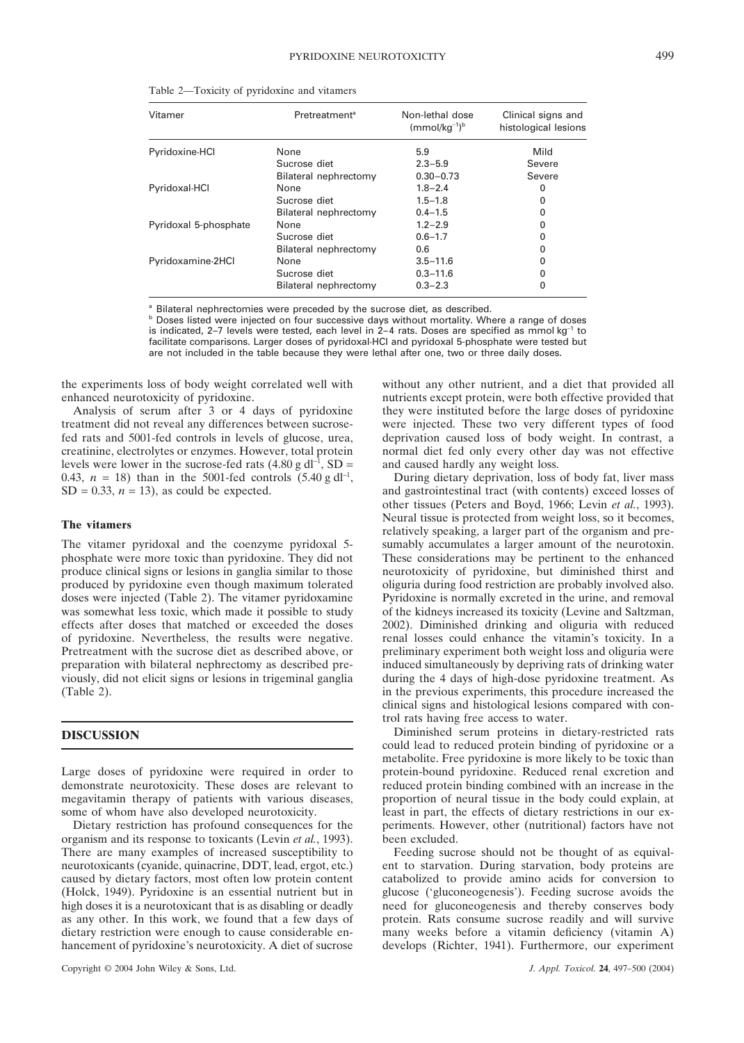Table 2—Toxicity of pyridoxine and vitamers

| Vitamer | Pretreatment[a] | Non-lethal dose ($mmol/kg^{-1}$)[b] | Clinical signs and histological lesions |
|---|---|---|---|
| Pyridoxine·HCl | None | 5.9 | Mild |
| | Sucrose diet | 2.3–5.9 | Severe |
| | Bilateral nephrectomy | 0.30–0.73 | Severe |
| Pyridoxal·HCl | None | 1.8–2.4 | 0 |
| | Sucrose diet | 1.5–1.8 | 0 |
| | Bilateral nephrectomy | 0.4–1.5 | 0 |
| Pyridoxal 5-phosphate | None | 1.2–2.9 | 0 |
| | Sucrose diet | 0.6–1.7 | 0 |
| | Bilateral nephrectomy | 0.6 | 0 |
| Pyridoxamine·2HCl | None | 3.5–11.6 | 0 |
| | Sucrose diet | 0.3–11.6 | 0 |
| | Bilateral nephrectomy | 0.3–2.3 | 0 |

[a] Bilateral nephrectomies were preceded by the sucrose diet, as described.
[b] Doses listed were injected on four successive days without mortality. Where a range of doses is indicated, 2–7 levels were tested, each level in 2–4 rats. Doses are specified as mmol $kg^{-1}$ to facilitate comparisons. Larger doses of pyridoxal·HCl and pyridoxal 5-phosphate were tested but are not included in the table because they were lethal after one, two or three daily doses.

the experiments loss of body weight correlated well with enhanced neurotoxicity of pyridoxine.

Analysis of serum after 3 or 4 days of pyridoxine treatment did not reveal any differences between sucrose-fed rats and 5001-fed controls in levels of glucose, urea, creatinine, electrolytes or enzymes. However, total protein levels were lower in the sucrose-fed rats (4.80 g $dl^{-1}$, SD = 0.43, $n = 18$) than in the 5001-fed controls (5.40 g $dl^{-1}$, SD = 0.33, $n = 13$), as could be expected.

### The vitamers

The vitamer pyridoxal and the coenzyme pyridoxal 5-phosphate were more toxic than pyridoxine. They did not produce clinical signs or lesions in ganglia similar to those produced by pyridoxine even though maximum tolerated doses were injected (Table 2). The vitamer pyridoxamine was somewhat less toxic, which made it possible to study effects after doses that matched or exceeded the doses of pyridoxine. Nevertheless, the results were negative. Pretreatment with the sucrose diet as described above, or preparation with bilateral nephrectomy as described previously, did not elicit signs or lesions in trigeminal ganglia (Table 2).

## DISCUSSION

Large doses of pyridoxine were required in order to demonstrate neurotoxicity. These doses are relevant to megavitamin therapy of patients with various diseases, some of whom have also developed neurotoxicity.

Dietary restriction has profound consequences for the organism and its response to toxicants (Levin *et al.*, 1993). There are many examples of increased susceptibility to neurotoxicants (cyanide, quinacrine, DDT, lead, ergot, etc.) caused by dietary factors, most often low protein content (Holck, 1949). Pyridoxine is an essential nutrient but in high doses it is a neurotoxicant that is as disabling or deadly as any other. In this work, we found that a few days of dietary restriction were enough to cause considerable enhancement of pyridoxine's neurotoxicity. A diet of sucrose without any other nutrient, and a diet that provided all nutrients except protein, were both effective provided that they were instituted before the large doses of pyridoxine were injected. These two very different types of food deprivation caused loss of body weight. In contrast, a normal diet fed only every other day was not effective and caused hardly any weight loss.

During dietary deprivation, loss of body fat, liver mass and gastrointestinal tract (with contents) exceed losses of other tissues (Peters and Boyd, 1966; Levin *et al.*, 1993). Neural tissue is protected from weight loss, so it becomes, relatively speaking, a larger part of the organism and presumably accumulates a larger amount of the neurotoxin. These considerations may be pertinent to the enhanced neurotoxicity of pyridoxine, but diminished thirst and oliguria during food restriction are probably involved also. Pyridoxine is normally excreted in the urine, and removal of the kidneys increased its toxicity (Levine and Saltzman, 2002). Diminished drinking and oliguria with reduced renal losses could enhance the vitamin's toxicity. In a preliminary experiment both weight loss and oliguria were induced simultaneously by depriving rats of drinking water during the 4 days of high-dose pyridoxine treatment. As in the previous experiments, this procedure increased the clinical signs and histological lesions compared with control rats having free access to water.

Diminished serum proteins in dietary-restricted rats could lead to reduced protein binding of pyridoxine or a metabolite. Free pyridoxine is more likely to be toxic than protein-bound pyridoxine. Reduced renal excretion and reduced protein binding combined with an increase in the proportion of neural tissue in the body could explain, at least in part, the effects of dietary restrictions in our experiments. However, other (nutritional) factors have not been excluded.

Feeding sucrose should not be thought of as equivalent to starvation. During starvation, body proteins are catabolized to provide amino acids for conversion to glucose ('gluconeogenesis'). Feeding sucrose avoids the need for gluconeogenesis and thereby conserves body protein. Rats consume sucrose readily and will survive many weeks before a vitamin deficiency (vitamin A) develops (Richter, 1941). Furthermore, our experiment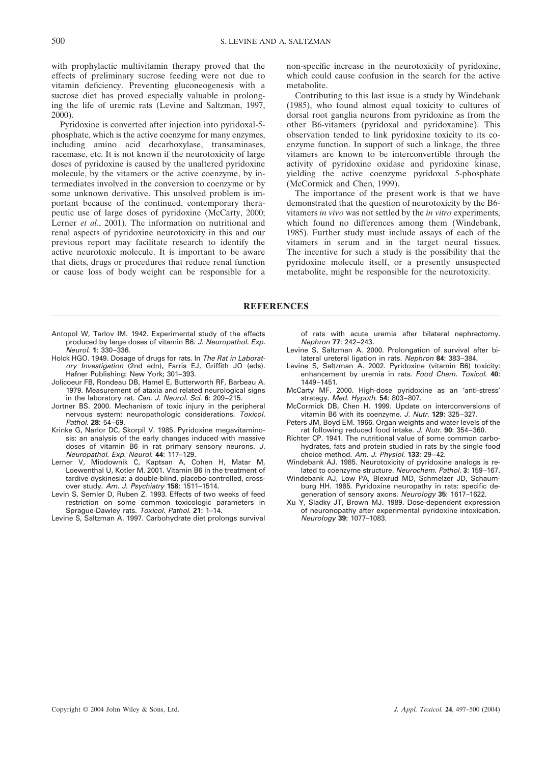with prophylactic multivitamin therapy proved that the effects of preliminary sucrose feeding were not due to vitamin deficiency. Preventing gluconeogenesis with a sucrose diet has proved especially valuable in prolonging the life of uremic rats (Levine and Saltzman, 1997, 2000).

Pyridoxine is converted after injection into pyridoxal-5-phosphate, which is the active coenzyme for many enzymes, including amino acid decarboxylase, transaminases, racemase, etc. It is not known if the neurotoxicity of large doses of pyridoxine is caused by the unaltered pyridoxine molecule, by the vitamers or the active coenzyme, by intermediates involved in the conversion to coenzyme or by some unknown derivative. This unsolved problem is important because of the continued, contemporary therapeutic use of large doses of pyridoxine (McCarty, 2000; Lerner *et al.*, 2001). The information on nutritional and renal aspects of pyridoxine neurotoxicity in this and our previous report may facilitate research to identify the active neurotoxic molecule. It is important to be aware that diets, drugs or procedures that reduce renal function or cause loss of body weight can be responsible for a non-specific increase in the neurotoxicity of pyridoxine, which could cause confusion in the search for the active metabolite.

Contributing to this last issue is a study by Windebank (1985), who found almost equal toxicity to cultures of dorsal root ganglia neurons from pyridoxine as from the other B6-vitamers (pyridoxal and pyridoxamine). This observation tended to link pyridoxine toxicity to its coenzyme function. In support of such a linkage, the three vitamers are known to be interconvertible through the activity of pyridoxine oxidase and pyridoxine kinase, yielding the active coenzyme pyridoxal 5-phosphate (McCormick and Chen, 1999).

The importance of the present work is that we have demonstrated that the question of neurotoxicity by the B6-vitamers *in vivo* was not settled by the *in vitro* experiments, which found no differences among them (Windebank, 1985). Further study must include assays of each of the vitamers in serum and in the target neural tissues. The incentive for such a study is the possibility that the pyridoxine molecule itself, or a presently unsuspected metabolite, might be responsible for the neurotoxicity.

## REFERENCES

Antopol W, Tarlov IM. 1942. Experimental study of the effects produced by large doses of vitamin B6. *J. Neuropathol. Exp. Neurol.* **1**: 330–336.

Holck HGO. 1949. Dosage of drugs for rats. In *The Rat in Laboratory Investigation* (2nd edn), Farris EJ, Griffith JQ (eds). Hafner Publishing: New York; 301–393.

Jolicoeur FB, Rondeau DB, Hamel E, Butterworth RF, Barbeau A. 1979. Measurement of ataxia and related neurological signs in the laboratory rat. *Can. J. Neurol. Sci.* **6**: 209–215.

Jortner BS. 2000. Mechanism of toxic injury in the peripheral nervous system: neuropathologic considerations. *Toxicol. Pathol.* **28**: 54–69.

Krinke G, Narlor DC, Skorpil V. 1985. Pyridoxine megavitaminosis: an analysis of the early changes induced with massive doses of vitamin B6 in rat primary sensory neurons. *J. Neuropathol. Exp. Neurol.* **44**: 117–129.

Lerner V, Miodownik C, Kaptsan A, Cohen H, Matar M, Loewenthal U, Kotler M. 2001. Vitamin B6 in the treatment of tardive dyskinesia: a double-blind, placebo-controlled, crossover study. *Am. J. Psychiatry* **158**: 1511–1514.

Levin S, Semler D, Ruben Z. 1993. Effects of two weeks of feed restriction on some common toxicologic parameters in Sprague-Dawley rats. *Toxicol. Pathol.* **21**: 1–14.

Levine S, Saltzman A. 1997. Carbohydrate diet prolongs survival of rats with acute uremia after bilateral nephrectomy. *Nephron* **77**: 242–243.

Levine S, Saltzman A. 2000. Prolongation of survival after bilateral ureteral ligation in rats. *Nephron* **84**: 383–384.

Levine S, Saltzman A. 2002. Pyridoxine (vitamin B6) toxicity: enhancement by uremia in rats. *Food Chem. Toxicol.* **40**: 1449–1451.

McCarty MF. 2000. High-dose pyridoxine as an 'anti-stress' strategy. *Med. Hypoth.* **54**: 803–807.

McCormick DB, Chen H. 1999. Update on interconversions of vitamin B6 with its coenzyme. *J. Nutr.* **129**: 325–327.

Peters JM, Boyd EM. 1966. Organ weights and water levels of the rat following reduced food intake. *J. Nutr.* **90**: 354–360.

Richter CP. 1941. The nutritional value of some common carbohydrates, fats and protein studied in rats by the single food choice method. *Am. J. Physiol.* **133**: 29–42.

Windebank AJ. 1985. Neurotoxicity of pyridoxine analogs is related to coenzyme structure. *Neurochem. Pathol.* **3**: 159–167.

Windebank AJ, Low PA, Blexrud MD, Schmelzer JD, Schaumburg HH. 1985. Pyridoxine neuropathy in rats: specific degeneration of sensory axons. *Neurology* **35**: 1617–1622.

Xu Y, Sladky JT, Brown MJ. 1989. Dose-dependent expression of neuronopathy after experimental pyridoxine intoxication. *Neurology* **39**: 1077–1083.